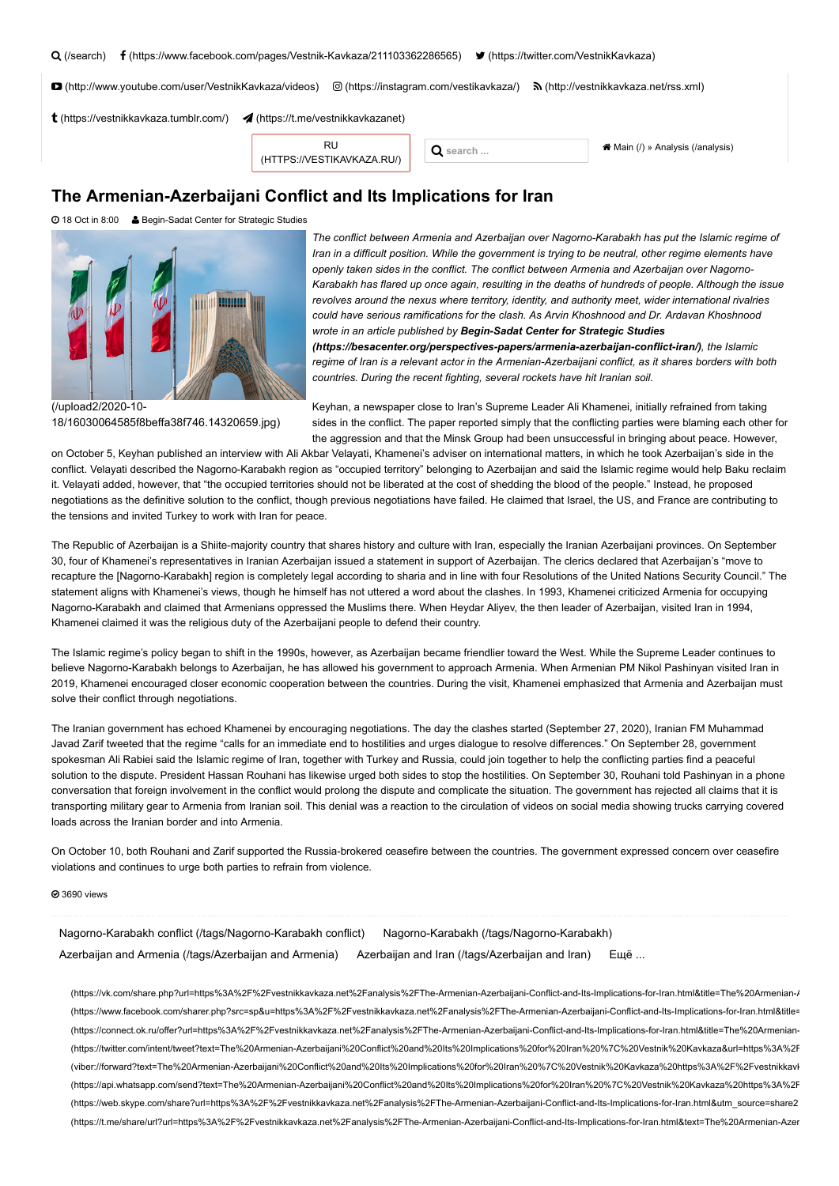(/search) (https://www.facebook.com/pages/Vestnik-Kavkaza/211103362286565) (https://twitter.com/VestnikKavkaza)

(http://www.youtube.com/user/VestnikKavkaza/videos) (https://instagram.com/vestikavkaza/) (http://vestnikkavkaza.net/rss.xml)

(https://vestnikkavkaza.tumblr.com/) (https://t.me/vestnikkavkazanet)

RU (HTTPS://VESTIKAVKAZA.RU/)

Main (/) » Analysis (/analysis)

# The Armenian-Azerbaijani Conflict and Its Implications for Iran

18 Oct in 8:00 Begin-Sadat Center for Strategic Studies

(/upload2/2020-10-18/16030064585f8beffa38f746.14320659.jpg)

*The conflict between Armenia and Azerbaijan over Nagorno-Karabakh has put the Islamic regime of Iran in a difficult position. While the government is trying to be neutral, other regime elements have openly taken sides in the conflict. The conflict between Armenia and Azerbaijan over Nagorno-Karabakh has flared up once again, resulting in the deaths of hundreds of people. Although the issue revolves around the nexus where territory, identity, and authority meet, wider international rivalries could have serious ramifications for the clash. As Arvin Khoshnood and Dr. Ardavan Khoshnood wrote in an article published by* ***Begin-Sadat Center for Strategic Studies (https://besacenter.org/perspectives-papers/armenia-azerbaijan-conflict-iran/)****, the Islamic regime of Iran is a relevant actor in the Armenian-Azerbaijani conflict, as it shares borders with both countries. During the recent fighting, several rockets have hit Iranian soil.*

Keyhan, a newspaper close to Iran's Supreme Leader Ali Khamenei, initially refrained from taking sides in the conflict. The paper reported simply that the conflicting parties were blaming each other for the aggression and that the Minsk Group had been unsuccessful in bringing about peace. However, on October 5, Keyhan published an interview with Ali Akbar Velayati, Khamenei's adviser on international matters, in which he took Azerbaijan's side in the conflict. Velayati described the Nagorno-Karabakh region as "occupied territory" belonging to Azerbaijan and said the Islamic regime would help Baku reclaim it. Velayati added, however, that "the occupied territories should not be liberated at the cost of shedding the blood of the people." Instead, he proposed negotiations as the definitive solution to the conflict, though previous negotiations have failed. He claimed that Israel, the US, and France are contributing to the tensions and invited Turkey to work with Iran for peace.

The Republic of Azerbaijan is a Shiite-majority country that shares history and culture with Iran, especially the Iranian Azerbaijani provinces. On September 30, four of Khamenei's representatives in Iranian Azerbaijan issued a statement in support of Azerbaijan. The clerics declared that Azerbaijan's "move to recapture the [Nagorno-Karabakh] region is completely legal according to sharia and in line with four Resolutions of the United Nations Security Council." The statement aligns with Khamenei's views, though he himself has not uttered a word about the clashes. In 1993, Khamenei criticized Armenia for occupying Nagorno-Karabakh and claimed that Armenians oppressed the Muslims there. When Heydar Aliyev, the then leader of Azerbaijan, visited Iran in 1994, Khamenei claimed it was the religious duty of the Azerbaijani people to defend their country.

The Islamic regime's policy began to shift in the 1990s, however, as Azerbaijan became friendlier toward the West. While the Supreme Leader continues to believe Nagorno-Karabakh belongs to Azerbaijan, he has allowed his government to approach Armenia. When Armenian PM Nikol Pashinyan visited Iran in 2019, Khamenei encouraged closer economic cooperation between the countries. During the visit, Khamenei emphasized that Armenia and Azerbaijan must solve their conflict through negotiations.

The Iranian government has echoed Khamenei by encouraging negotiations. The day the clashes started (September 27, 2020), Iranian FM Muhammad Javad Zarif tweeted that the regime "calls for an immediate end to hostilities and urges dialogue to resolve differences." On September 28, government spokesman Ali Rabiei said the Islamic regime of Iran, together with Turkey and Russia, could join together to help the conflicting parties find a peaceful solution to the dispute. President Hassan Rouhani has likewise urged both sides to stop the hostilities. On September 30, Rouhani told Pashinyan in a phone conversation that foreign involvement in the conflict would prolong the dispute and complicate the situation. The government has rejected all claims that it is transporting military gear to Armenia from Iranian soil. This denial was a reaction to the circulation of videos on social media showing trucks carrying covered loads across the Iranian border and into Armenia.

On October 10, both Rouhani and Zarif supported the Russia-brokered ceasefire between the countries. The government expressed concern over ceasefire violations and continues to urge both parties to refrain from violence.

3690 views

Nagorno-Karabakh conflict (/tags/Nagorno-Karabakh conflict) Nagorno-Karabakh (/tags/Nagorno-Karabakh)
Azerbaijan and Armenia (/tags/Azerbaijan and Armenia) Azerbaijan and Iran (/tags/Azerbaijan and Iran) Ещё ...

(https://vk.com/share.php?url=https%3A%2F%2Fvestnikkavkaza.net%2Fanalysis%2FThe-Armenian-Azerbaijani-Conflict-and-Its-Implications-for-Iran.html&title=The%20Armenian-
(https://www.facebook.com/sharer.php?src=sp&u=https%3A%2F%2Fvestnikkavkaza.net%2Fanalysis%2FThe-Armenian-Azerbaijani-Conflict-and-Its-Implications-for-Iran.html&title=
(https://connect.ok.ru/offer?url=https%3A%2F%2Fvestnikkavkaza.net%2Fanalysis%2FThe-Armenian-Azerbaijani-Conflict-and-Its-Implications-for-Iran.html&title=The%20Armenian-
(https://twitter.com/intent/tweet?text=The%20Armenian-Azerbaijani%20Conflict%20and%20Its%20Implications%20for%20Iran%20%7C%20Vestnik%20Kavkaza&url=https%3A%2F
(viber://forward?text=The%20Armenian-Azerbaijani%20Conflict%20and%20Its%20Implications%20for%20Iran%20%7C%20Vestnik%20Kavkaza%20https%3A%2F%2Fvestnikkavk
(https://api.whatsapp.com/send?text=The%20Armenian-Azerbaijani%20Conflict%20and%20Its%20Implications%20for%20Iran%20%7C%20Vestnik%20Kavkaza%20https%3A%2F
(https://web.skype.com/share?url=https%3A%2F%2Fvestnikkavkaza.net%2Fanalysis%2FThe-Armenian-Azerbaijani-Conflict-and-Its-Implications-for-Iran.html&utm_source=share2
(https://t.me/share/url?url=https%3A%2F%2Fvestnikkavkaza.net%2Fanalysis%2FThe-Armenian-Azerbaijani-Conflict-and-Its-Implications-for-Iran.html&text=The%20Armenian-Azer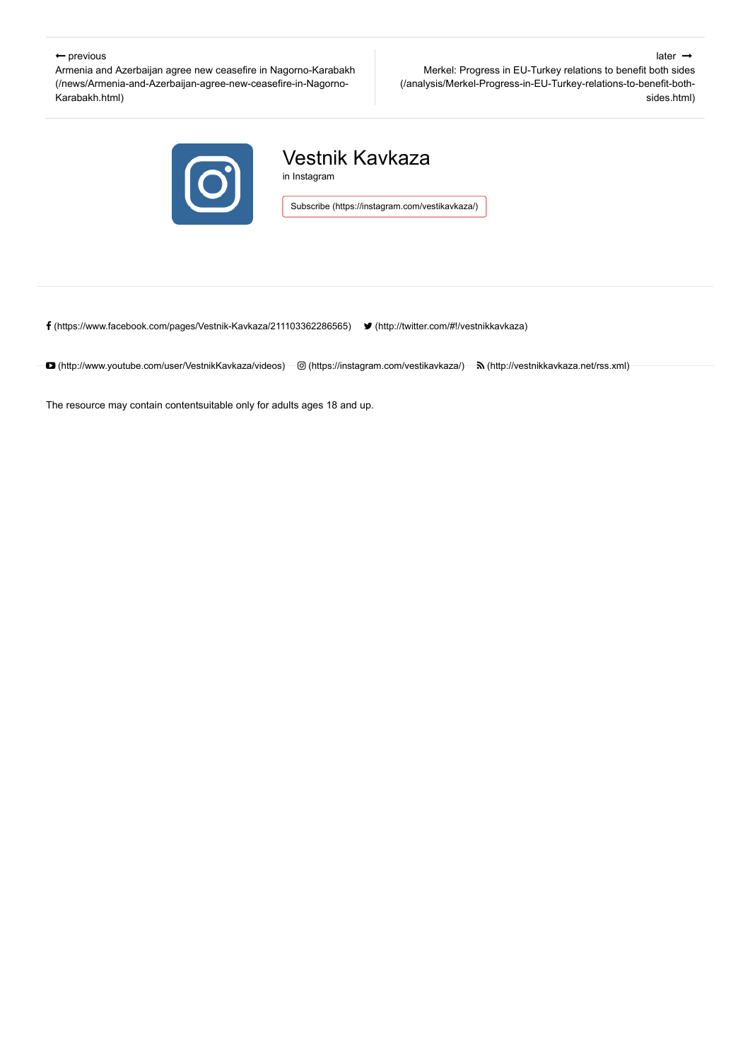← previous
Armenia and Azerbaijan agree new ceasefire in Nagorno-Karabakh (/news/Armenia-and-Azerbaijan-agree-new-ceasefire-in-Nagorno-Karabakh.html)

later →
Merkel: Progress in EU-Turkey relations to benefit both sides (/analysis/Merkel-Progress-in-EU-Turkey-relations-to-benefit-both-sides.html)

## Vestnik Kavkaza

in Instagram

Subscribe (https://instagram.com/vestikavkaza/)

(https://www.facebook.com/pages/Vestnik-Kavkaza/211103362286565) (http://twitter.com/#!/vestnikkavkaza)

(http://www.youtube.com/user/VestnikKavkaza/videos) (https://instagram.com/vestikavkaza/) (http://vestnikkavkaza.net/rss.xml)

The resource may contain contentsuitable only for adults ages 18 and up.